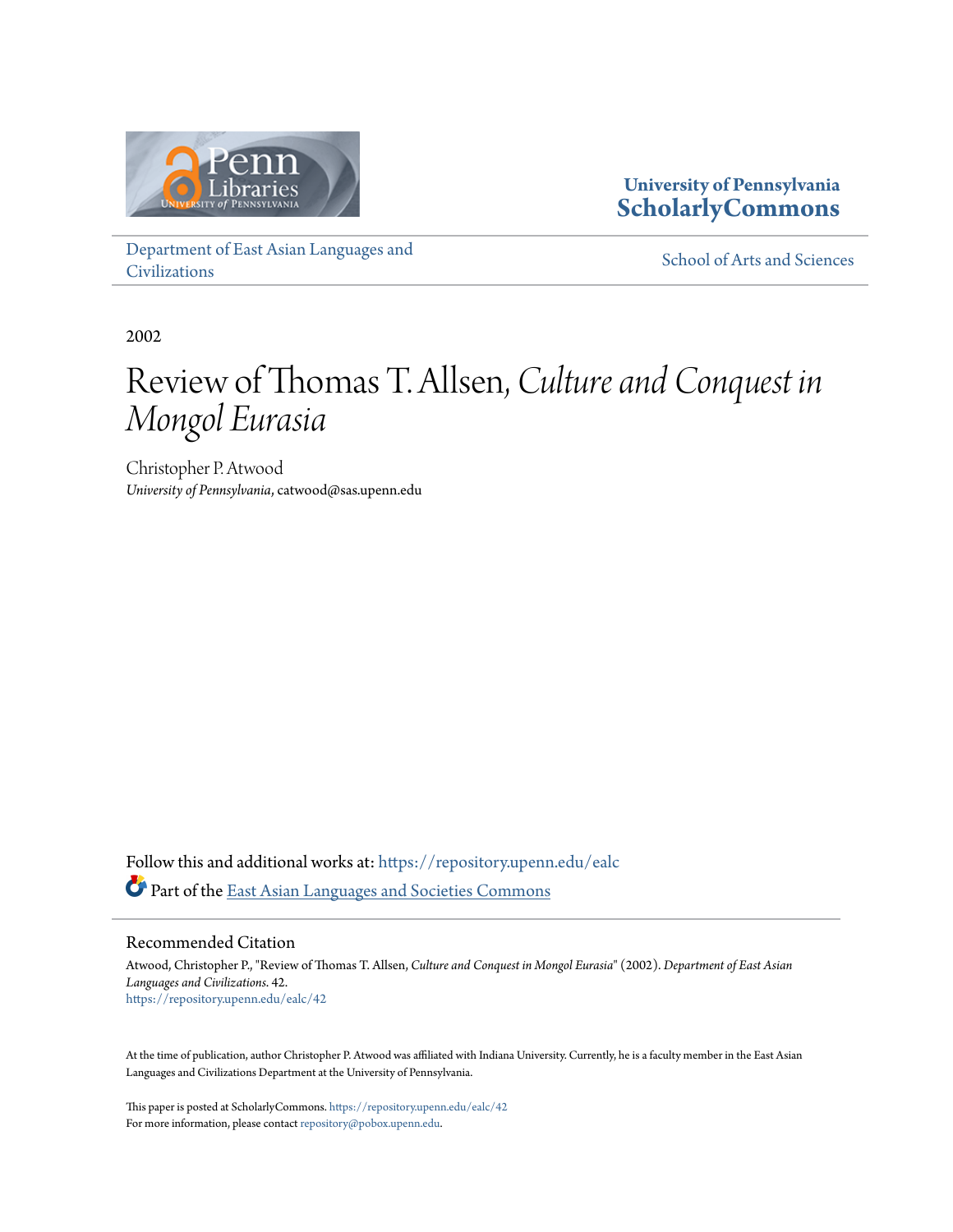University of Pennsylvania
**ScholarlyCommons**

Department of East Asian Languages and Civilizations

School of Arts and Sciences

2002

# Review of Thomas T. Allsen, *Culture and Conquest in Mongol Eurasia*

Christopher P. Atwood
*University of Pennsylvania*, catwood@sas.upenn.edu

Follow this and additional works at: https://repository.upenn.edu/ealc

Part of the East Asian Languages and Societies Commons

## Recommended Citation

Atwood, Christopher P., "Review of Thomas T. Allsen, *Culture and Conquest in Mongol Eurasia*" (2002). *Department of East Asian Languages and Civilizations*. 42.
https://repository.upenn.edu/ealc/42

At the time of publication, author Christopher P. Atwood was affiliated with Indiana University. Currently, he is a faculty member in the East Asian Languages and Civilizations Department at the University of Pennsylvania.

This paper is posted at ScholarlyCommons. https://repository.upenn.edu/ealc/42
For more information, please contact repository@pobox.upenn.edu.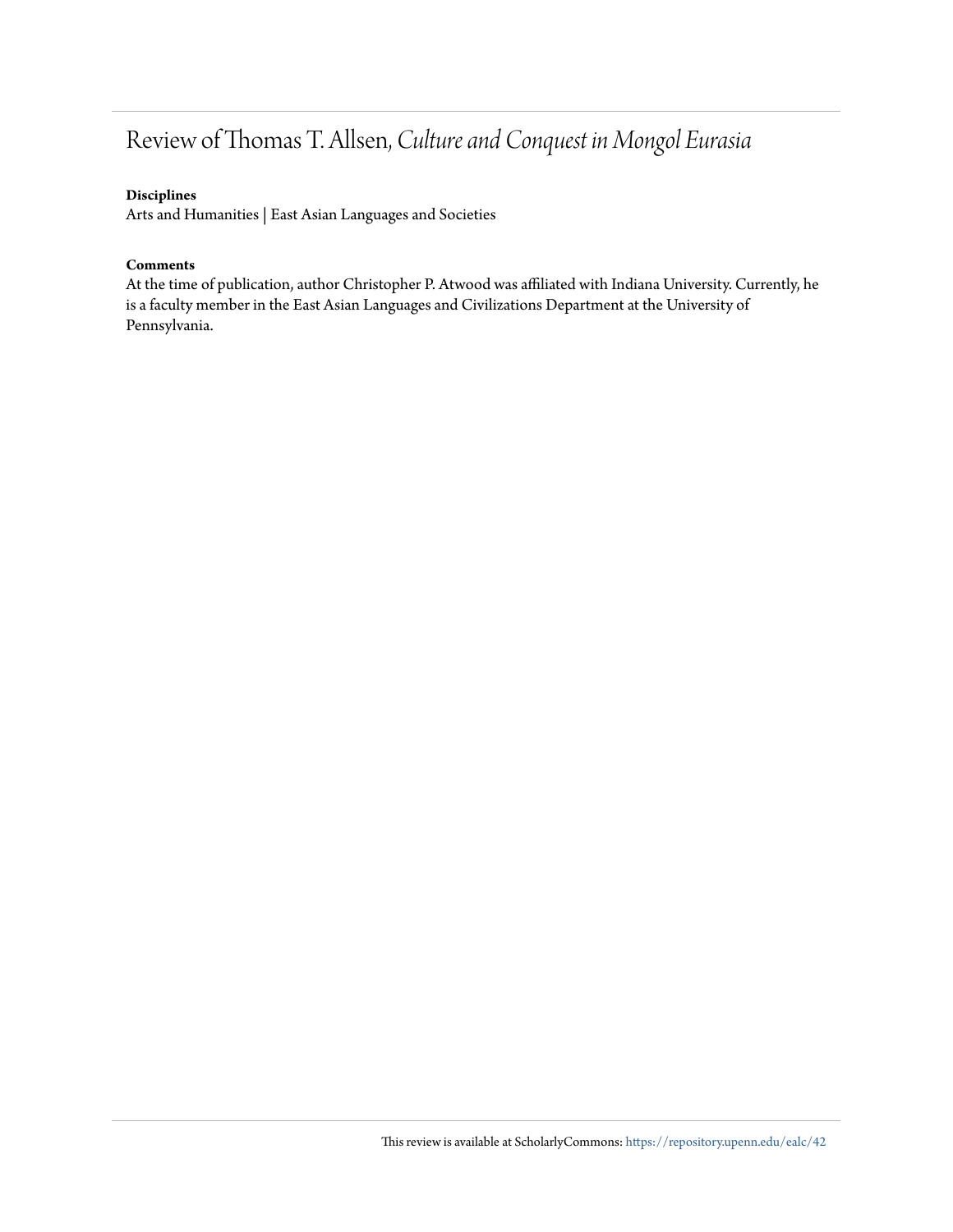# Review of Thomas T. Allsen, *Culture and Conquest in Mongol Eurasia*

**Disciplines**

Arts and Humanities | East Asian Languages and Societies

**Comments**

At the time of publication, author Christopher P. Atwood was affiliated with Indiana University. Currently, he is a faculty member in the East Asian Languages and Civilizations Department at the University of Pennsylvania.

This review is available at ScholarlyCommons: https://repository.upenn.edu/ealc/42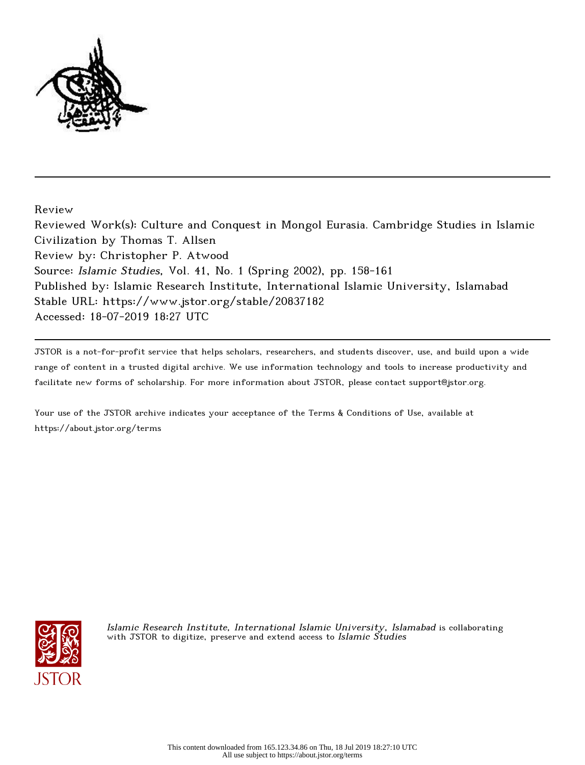Review

Reviewed Work(s): Culture and Conquest in Mongol Eurasia. Cambridge Studies in Islamic Civilization by Thomas T. Allsen

Review by: Christopher P. Atwood

Source: *Islamic Studies*, Vol. 41, No. 1 (Spring 2002), pp. 158-161

Published by: Islamic Research Institute, International Islamic University, Islamabad

Stable URL: https://www.jstor.org/stable/20837182

Accessed: 18-07-2019 18:27 UTC

---

JSTOR is a not-for-profit service that helps scholars, researchers, and students discover, use, and build upon a wide range of content in a trusted digital archive. We use information technology and tools to increase productivity and facilitate new forms of scholarship. For more information about JSTOR, please contact support@jstor.org.

Your use of the JSTOR archive indicates your acceptance of the Terms & Conditions of Use, available at https://about.jstor.org/terms

*Islamic Research Institute, International Islamic University, Islamabad* is collaborating with JSTOR to digitize, preserve and extend access to *Islamic Studies*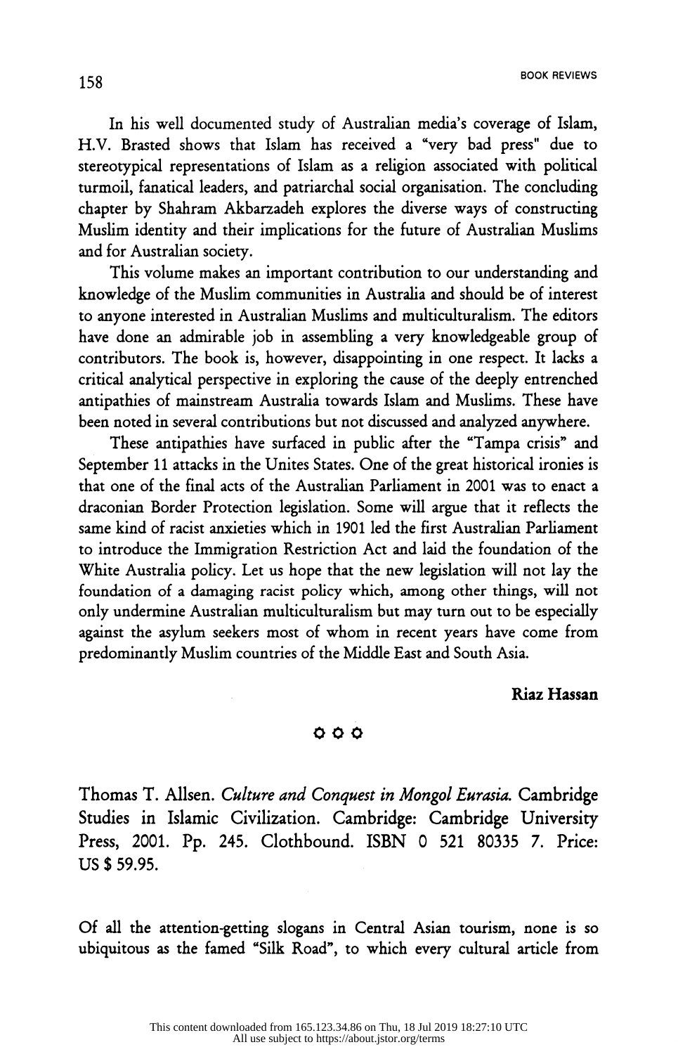In his well documented study of Australian media's coverage of Islam, H.V. Brasted shows that Islam has received a "very bad press" due to stereotypical representations of Islam as a religion associated with political turmoil, fanatical leaders, and patriarchal social organisation. The concluding chapter by Shahram Akbarzadeh explores the diverse ways of constructing Muslim identity and their implications for the future of Australian Muslims and for Australian society.

This volume makes an important contribution to our understanding and knowledge of the Muslim communities in Australia and should be of interest to anyone interested in Australian Muslims and multiculturalism. The editors have done an admirable job in assembling a very knowledgeable group of contributors. The book is, however, disappointing in one respect. It lacks a critical analytical perspective in exploring the cause of the deeply entrenched antipathies of mainstream Australia towards Islam and Muslims. These have been noted in several contributions but not discussed and analyzed anywhere.

These antipathies have surfaced in public after the "Tampa crisis" and September 11 attacks in the Unites States. One of the great historical ironies is that one of the final acts of the Australian Parliament in 2001 was to enact a draconian Border Protection legislation. Some will argue that it reflects the same kind of racist anxieties which in 1901 led the first Australian Parliament to introduce the Immigration Restriction Act and laid the foundation of the White Australia policy. Let us hope that the new legislation will not lay the foundation of a damaging racist policy which, among other things, will not only undermine Australian multiculturalism but may turn out to be especially against the asylum seekers most of whom in recent years have come from predominantly Muslim countries of the Middle East and South Asia.

**Riaz Hassan**

○ ○ ○

Thomas T. Allsen. *Culture and Conquest in Mongol Eurasia.* Cambridge Studies in Islamic Civilization. Cambridge: Cambridge University Press, 2001. Pp. 245. Clothbound. ISBN 0 521 80335 7. Price: US $ 59.95.

Of all the attention-getting slogans in Central Asian tourism, none is so ubiquitous as the famed "Silk Road", to which every cultural article from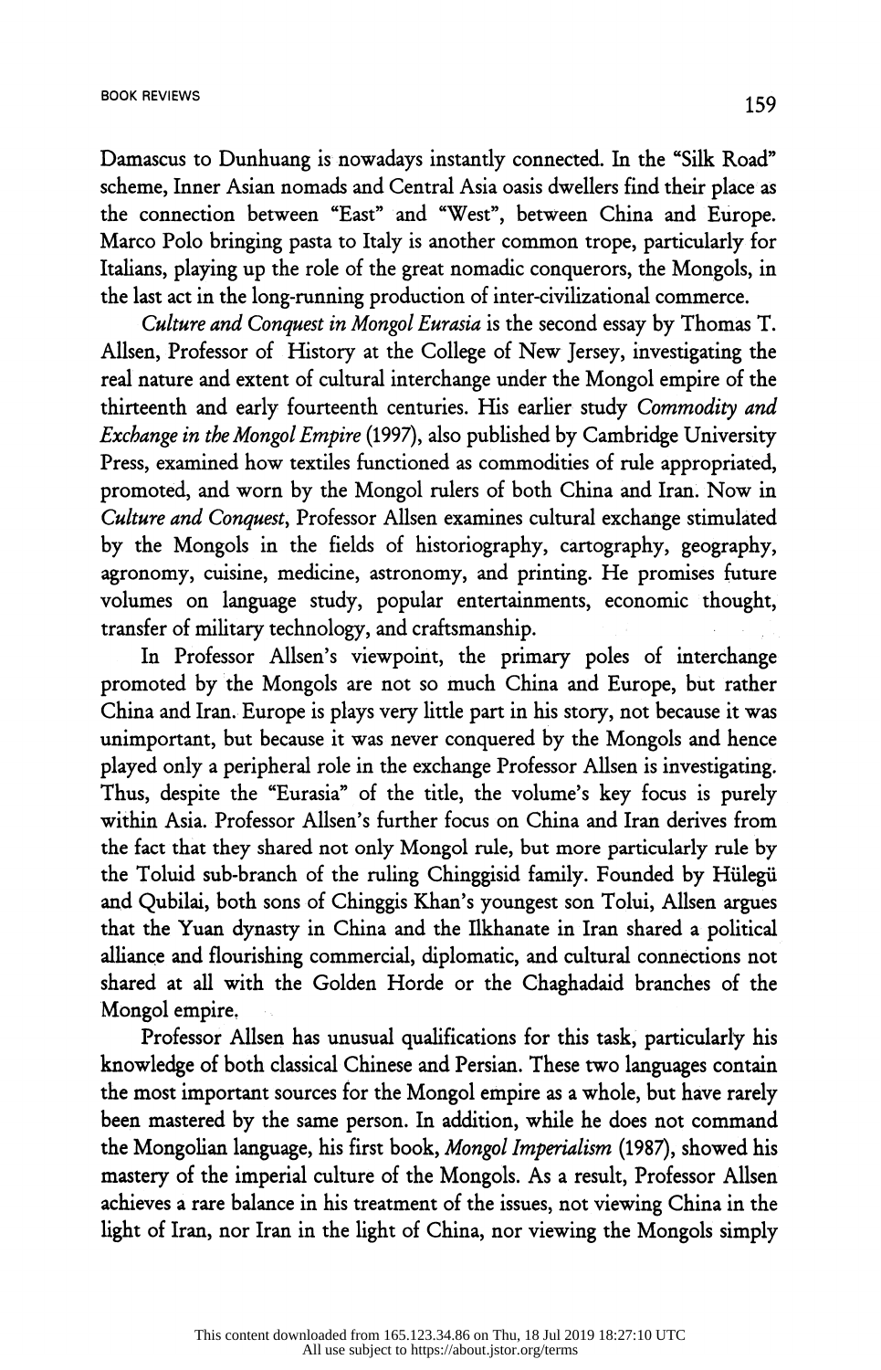Damascus to Dunhuang is nowadays instantly connected. In the "Silk Road" scheme, Inner Asian nomads and Central Asia oasis dwellers find their place as the connection between "East" and "West", between China and Europe. Marco Polo bringing pasta to Italy is another common trope, particularly for Italians, playing up the role of the great nomadic conquerors, the Mongols, in the last act in the long-running production of inter-civilizational commerce.

*Culture and Conquest in Mongol Eurasia* is the second essay by Thomas T. Allsen, Professor of History at the College of New Jersey, investigating the real nature and extent of cultural interchange under the Mongol empire of the thirteenth and early fourteenth centuries. His earlier study *Commodity and Exchange in the Mongol Empire* (1997), also published by Cambridge University Press, examined how textiles functioned as commodities of rule appropriated, promoted, and worn by the Mongol rulers of both China and Iran. Now in *Culture and Conquest*, Professor Allsen examines cultural exchange stimulated by the Mongols in the fields of historiography, cartography, geography, agronomy, cuisine, medicine, astronomy, and printing. He promises future volumes on language study, popular entertainments, economic thought, transfer of military technology, and craftsmanship.

In Professor Allsen's viewpoint, the primary poles of interchange promoted by the Mongols are not so much China and Europe, but rather China and Iran. Europe is plays very little part in his story, not because it was unimportant, but because it was never conquered by the Mongols and hence played only a peripheral role in the exchange Professor Allsen is investigating. Thus, despite the "Eurasia" of the title, the volume's key focus is purely within Asia. Professor Allsen's further focus on China and Iran derives from the fact that they shared not only Mongol rule, but more particularly rule by the Toluid sub-branch of the ruling Chinggisid family. Founded by Hülegü and Qubilai, both sons of Chinggis Khan's youngest son Tolui, Allsen argues that the Yuan dynasty in China and the Ilkhanate in Iran shared a political alliance and flourishing commercial, diplomatic, and cultural connections not shared at all with the Golden Horde or the Chaghadaid branches of the Mongol empire.

Professor Allsen has unusual qualifications for this task, particularly his knowledge of both classical Chinese and Persian. These two languages contain the most important sources for the Mongol empire as a whole, but have rarely been mastered by the same person. In addition, while he does not command the Mongolian language, his first book, *Mongol Imperialism* (1987), showed his mastery of the imperial culture of the Mongols. As a result, Professor Allsen achieves a rare balance in his treatment of the issues, not viewing China in the light of Iran, nor Iran in the light of China, nor viewing the Mongols simply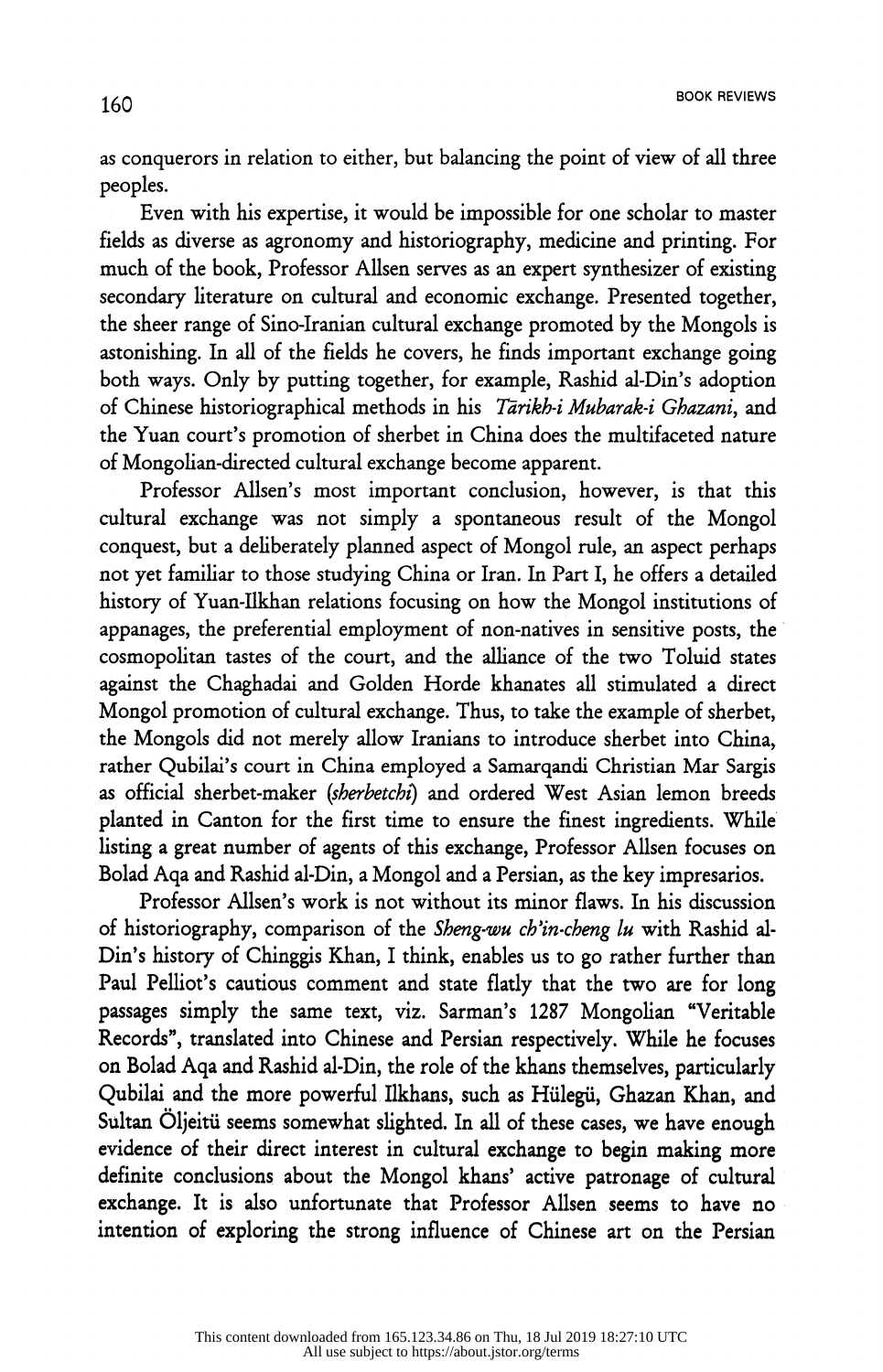as conquerors in relation to either, but balancing the point of view of all three peoples.

Even with his expertise, it would be impossible for one scholar to master fields as diverse as agronomy and historiography, medicine and printing. For much of the book, Professor Allsen serves as an expert synthesizer of existing secondary literature on cultural and economic exchange. Presented together, the sheer range of Sino-Iranian cultural exchange promoted by the Mongols is astonishing. In all of the fields he covers, he finds important exchange going both ways. Only by putting together, for example, Rashid al-Din's adoption of Chinese historiographical methods in his *Tārikh-i Mubarak-i Ghazani*, and the Yuan court's promotion of sherbet in China does the multifaceted nature of Mongolian-directed cultural exchange become apparent.

Professor Allsen's most important conclusion, however, is that this cultural exchange was not simply a spontaneous result of the Mongol conquest, but a deliberately planned aspect of Mongol rule, an aspect perhaps not yet familiar to those studying China or Iran. In Part I, he offers a detailed history of Yuan-Ilkhan relations focusing on how the Mongol institutions of appanages, the preferential employment of non-natives in sensitive posts, the cosmopolitan tastes of the court, and the alliance of the two Toluid states against the Chaghadai and Golden Horde khanates all stimulated a direct Mongol promotion of cultural exchange. Thus, to take the example of sherbet, the Mongols did not merely allow Iranians to introduce sherbet into China, rather Qubilai's court in China employed a Samarqandi Christian Mar Sargis as official sherbet-maker (*sherbetchi*) and ordered West Asian lemon breeds planted in Canton for the first time to ensure the finest ingredients. While listing a great number of agents of this exchange, Professor Allsen focuses on Bolad Aqa and Rashid al-Din, a Mongol and a Persian, as the key impresarios.

Professor Allsen's work is not without its minor flaws. In his discussion of historiography, comparison of the *Sheng-wu ch'in-cheng lu* with Rashid al-Din's history of Chinggis Khan, I think, enables us to go rather further than Paul Pelliot's cautious comment and state flatly that the two are for long passages simply the same text, viz. Sarman's 1287 Mongolian "Veritable Records", translated into Chinese and Persian respectively. While he focuses on Bolad Aqa and Rashid al-Din, the role of the khans themselves, particularly Qubilai and the more powerful Ilkhans, such as Hülegü, Ghazan Khan, and Sultan Öljeitü seems somewhat slighted. In all of these cases, we have enough evidence of their direct interest in cultural exchange to begin making more definite conclusions about the Mongol khans' active patronage of cultural exchange. It is also unfortunate that Professor Allsen seems to have no intention of exploring the strong influence of Chinese art on the Persian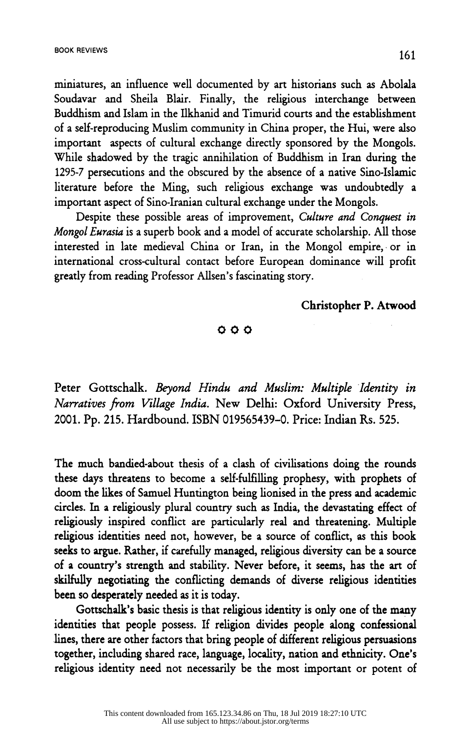miniatures, an influence well documented by art historians such as Abolala Soudavar and Sheila Blair. Finally, the religious interchange between Buddhism and Islam in the Ilkhanid and Timurid courts and the establishment of a self-reproducing Muslim community in China proper, the Hui, were also important aspects of cultural exchange directly sponsored by the Mongols. While shadowed by the tragic annihilation of Buddhism in Iran during the 1295-7 persecutions and the obscured by the absence of a native Sino-Islamic literature before the Ming, such religious exchange was undoubtedly a important aspect of Sino-Iranian cultural exchange under the Mongols.

Despite these possible areas of improvement, *Culture and Conquest in Mongol Eurasia* is a superb book and a model of accurate scholarship. All those interested in late medieval China or Iran, in the Mongol empire, or in international cross-cultural contact before European dominance will profit greatly from reading Professor Allsen's fascinating story.

**Christopher P. Atwood**

○ ○ ○

Peter Gottschalk. *Beyond Hindu and Muslim: Multiple Identity in Narratives from Village India*. New Delhi: Oxford University Press, 2001. Pp. 215. Hardbound. ISBN 019565439-0. Price: Indian Rs. 525.

The much bandied-about thesis of a clash of civilisations doing the rounds these days threatens to become a self-fulfilling prophesy, with prophets of doom the likes of Samuel Huntington being lionised in the press and academic circles. In a religiously plural country such as India, the devastating effect of religiously inspired conflict are particularly real and threatening. Multiple religious identities need not, however, be a source of conflict, as this book seeks to argue. Rather, if carefully managed, religious diversity can be a source of a country's strength and stability. Never before, it seems, has the art of skilfully negotiating the conflicting demands of diverse religious identities been so desperately needed as it is today.

Gottschalk's basic thesis is that religious identity is only one of the many identities that people possess. If religion divides people along confessional lines, there are other factors that bring people of different religious persuasions together, including shared race, language, locality, nation and ethnicity. One's religious identity need not necessarily be the most important or potent of